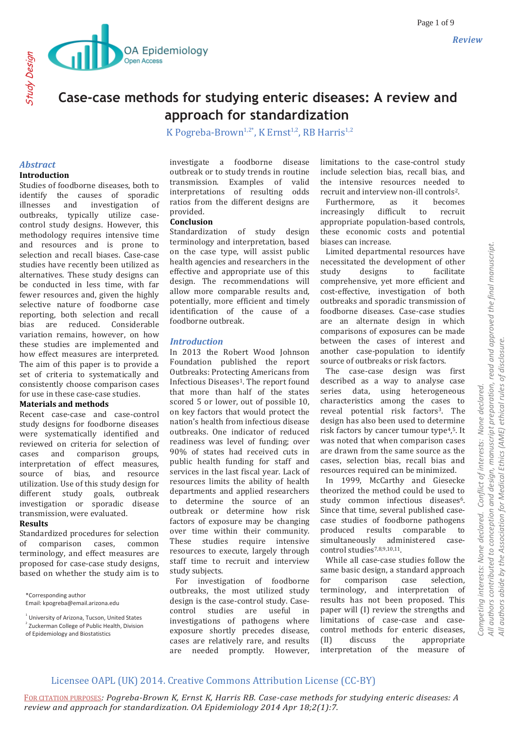# Case-case methods for studying enteric diseases: A review and approach for standardization

K Pogreba-Brown[1,2*], K Ernst[1,2], RB Harris[1,2]

## Abstract

### Introduction

Studies of foodborne diseases, both to identify the causes of sporadic illnesses and investigation of outbreaks, typically utilize case-control study designs. However, this methodology requires intensive time and resources and is prone to selection and recall biases. Case-case studies have recently been utilized as alternatives. These study designs can be conducted in less time, with far fewer resources and, given the highly selective nature of foodborne case reporting, both selection and recall bias are reduced. Considerable variation remains, however, on how these studies are implemented and how effect measures are interpreted. The aim of this paper is to provide a set of criteria to systematically and consistently choose comparison cases for use in these case-case studies.

### Materials and methods

Recent case-case and case-control study designs for foodborne diseases were systematically identified and reviewed on criteria for selection of cases and comparison groups, interpretation of effect measures, source of bias, and resource utilization. Use of this study design for different study goals, outbreak investigation or sporadic disease transmission, were evaluated.

### Results

Standardized procedures for selection of comparison cases, common terminology, and effect measures are proposed for case-case study designs, based on whether the study aim is to investigate a foodborne disease outbreak or to study trends in routine transmission. Examples of valid interpretations of resulting odds ratios from the different designs are provided.

### Conclusion

Standardization of study design terminology and interpretation, based on the case type, will assist public health agencies and researchers in the effective and appropriate use of this design. The recommendations will allow more comparable results and, potentially, more efficient and timely identification of the cause of a foodborne outbreak.

## Introduction

In 2013 the Robert Wood Johnson Foundation published the report Outbreaks: Protecting Americans from Infectious Diseases[1]. The report found that more than half of the states scored 5 or lower, out of possible 10, on key factors that would protect the nation's health from infectious disease outbreaks. One indicator of reduced readiness was level of funding; over 90% of states had received cuts in public health funding for staff and services in the last fiscal year. Lack of resources limits the ability of health departments and applied researchers to determine the source of an outbreak or determine how risk factors of exposure may be changing over time within their community. These studies require intensive resources to execute, largely through staff time to recruit and interview study subjects.

For investigation of foodborne outbreaks, the most utilized study design is the case-control study. Case-control studies are useful in investigations of pathogens where exposure shortly precedes disease, cases are relatively rare, and results are needed promptly. However, limitations to the case-control study include selection bias, recall bias, and the intensive resources needed to recruit and interview non-ill controls[2].

Furthermore, as it becomes increasingly difficult to recruit appropriate population-based controls, these economic costs and potential biases can increase.

Limited departmental resources have necessitated the development of other study designs to facilitate comprehensive, yet more efficient and cost-effective, investigation of both outbreaks and sporadic transmission of foodborne diseases. Case-case studies are an alternate design in which comparisons of exposures can be made between the cases of interest and another case-population to identify source of outbreaks or risk factors.

The case-case design was first described as a way to analyse case series data, using heterogeneous characteristics among the cases to reveal potential risk factors[3]. The design has also been used to determine risk factors by cancer tumour type[4,5]. It was noted that when comparison cases are drawn from the same source as the cases, selection bias, recall bias and resources required can be minimized.

In 1999, McCarthy and Giesecke theorized the method could be used to study common infectious diseases[6]. Since that time, several published case-case studies of foodborne pathogens produced results comparable to simultaneously administered case-control studies[7,8,9,10,11].

While all case-case studies follow the same basic design, a standard approach for comparison case selection, terminology, and interpretation of results has not been proposed. This paper will (I) review the strengths and limitations of case-case and case-control methods for enteric diseases, (II) discuss the appropriate interpretation of the measure of

*Corresponding author
Email: kpogreba@email.arizona.edu

[1] University of Arizona, Tucson, United States
[2] Zuckerman College of Public Health, Division of Epidemiology and Biostatistics

Competing interests: None declared. Conflict of interests: None declared. All authors contributed to conception and design, manuscript preparation, read and approved the final manuscript. All authors abide by the Association for Medical Ethics (AME) ethical rules of disclosure.

Licensee OAPL (UK) 2014. Creative Commons Attribution License (CC-BY)

FOR CITATION PURPOSES: *Pogreba-Brown K, Ernst K, Harris RB. Case-case methods for studying enteric diseases: A review and approach for standardization. OA Epidemiology 2014 Apr 18;2(1):7.*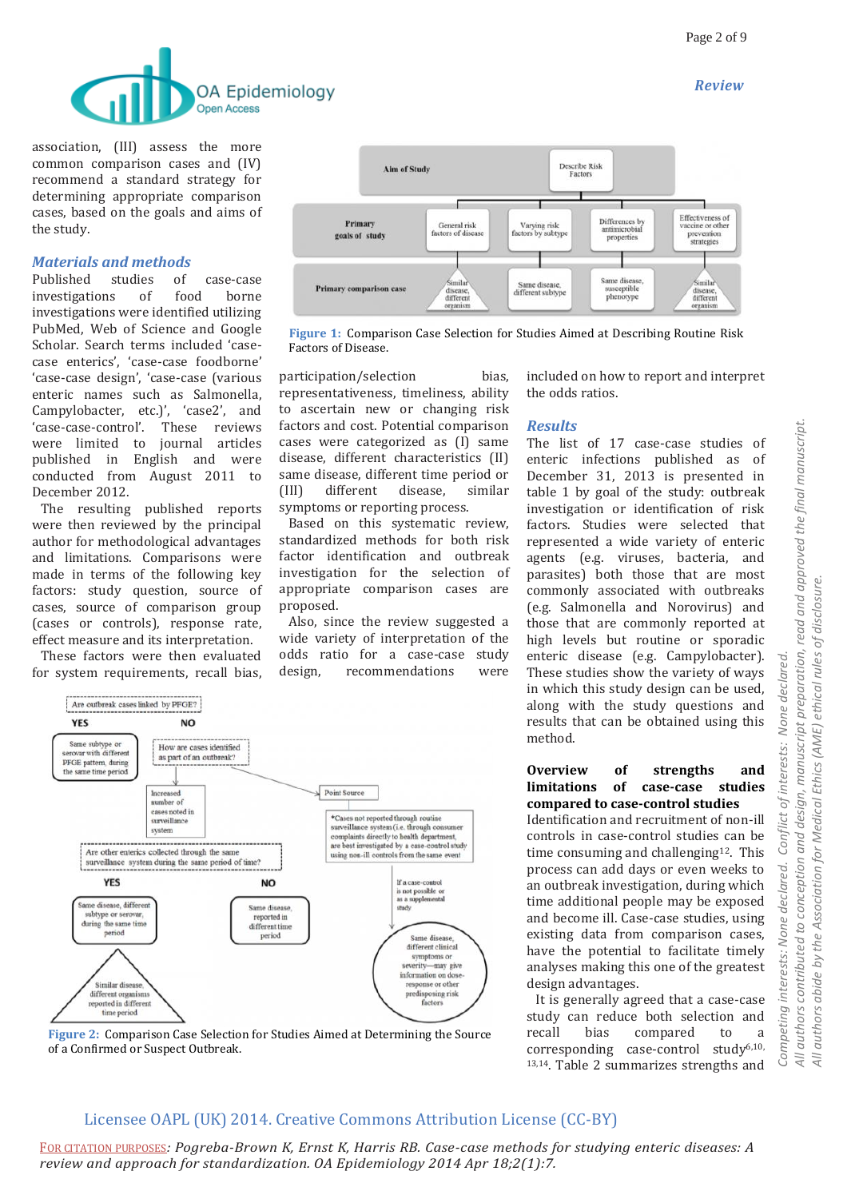association, (III) assess the more common comparison cases and (IV) recommend a standard strategy for determining appropriate comparison cases, based on the goals and aims of the study.

## Materials and methods

Published studies of case-case investigations of food borne investigations were identified utilizing PubMed, Web of Science and Google Scholar. Search terms included 'case-case enterics', 'case-case foodborne' 'case-case design', 'case-case (various enteric names such as Salmonella, Campylobacter, etc.)', 'case2', and 'case-case-control'. These reviews were limited to journal articles published in English and were conducted from August 2011 to December 2012.

The resulting published reports were then reviewed by the principal author for methodological advantages and limitations. Comparisons were made in terms of the following key factors: study question, source of cases, source of comparison group (cases or controls), response rate, effect measure and its interpretation.

These factors were then evaluated for system requirements, recall bias, participation/selection bias, representativeness, timeliness, ability to ascertain new or changing risk factors and cost. Potential comparison cases were categorized as (I) same disease, different characteristics (II) same disease, different time period or (III) different disease, similar symptoms or reporting process.

Based on this systematic review, standardized methods for both risk factor identification and outbreak investigation for the selection of appropriate comparison cases are proposed.

Also, since the review suggested a wide variety of interpretation of the odds ratio for a case-case study design, recommendations were included on how to report and interpret the odds ratios.

Figure 1: Comparison Case Selection for Studies Aimed at Describing Routine Risk Factors of Disease.

Figure 2: Comparison Case Selection for Studies Aimed at Determining the Source of a Confirmed or Suspect Outbreak.

## Results

The list of 17 case-case studies of enteric infections published as of December 31, 2013 is presented in table 1 by goal of the study: outbreak investigation or identification of risk factors. Studies were selected that represented a wide variety of enteric agents (e.g. viruses, bacteria, and parasites) both those that are most commonly associated with outbreaks (e.g. Salmonella and Norovirus) and those that are commonly reported at high levels but routine or sporadic enteric disease (e.g. Campylobacter). These studies show the variety of ways in which this study design can be used, along with the study questions and results that can be obtained using this method.

### Overview of strengths and limitations of case-case studies compared to case-control studies

Identification and recruitment of non-ill controls in case-control studies can be time consuming and challenging[12]. This process can add days or even weeks to an outbreak investigation, during which time additional people may be exposed and become ill. Case-case studies, using existing data from comparison cases, have the potential to facilitate timely analyses making this one of the greatest design advantages.

It is generally agreed that a case-case study can reduce both selection and recall bias compared to a corresponding case-control study[6,10,13,14]. Table 2 summarizes strengths and

Competing interests: None declared. Conflict of interests: None declared.
All authors contributed to conception and design, manuscript preparation, read and approved the final manuscript.
All authors abide by the Association for Medical Ethics (AME) ethical rules of disclosure.

Licensee OAPL (UK) 2014. Creative Commons Attribution License (CC-BY)

FOR CITATION PURPOSES: *Pogreba-Brown K, Ernst K, Harris RB. Case-case methods for studying enteric diseases: A review and approach for standardization. OA Epidemiology 2014 Apr 18;2(1):7.*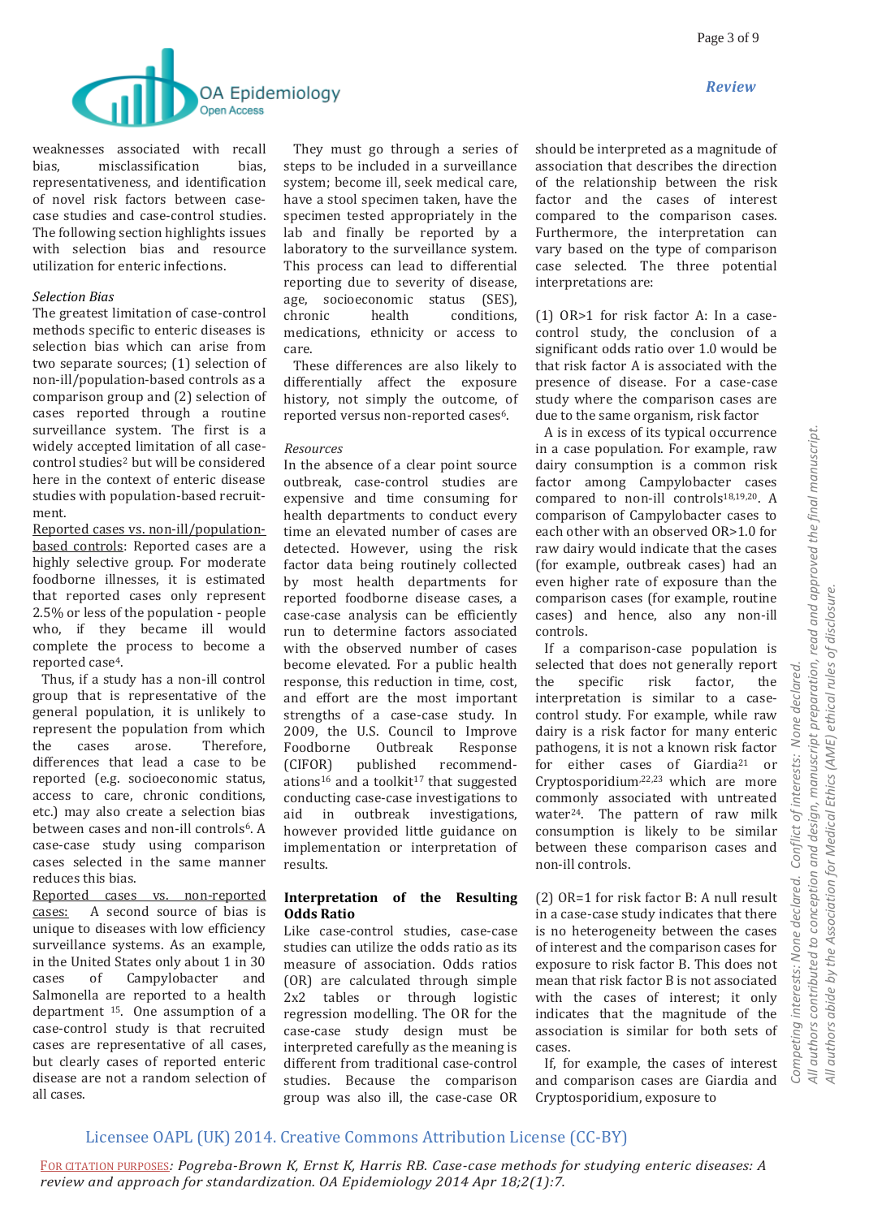weaknesses associated with recall bias, misclassification bias, representativeness, and identification of novel risk factors between case-case studies and case-control studies. The following section highlights issues with selection bias and resource utilization for enteric infections.

*Selection Bias*

The greatest limitation of case-control methods specific to enteric diseases is selection bias which can arise from two separate sources; (1) selection of non-ill/population-based controls as a comparison group and (2) selection of cases reported through a routine surveillance system. The first is a widely accepted limitation of all case-control studies[2] but will be considered here in the context of enteric disease studies with population-based recruitment.

Reported cases vs. non-ill/population-based controls: Reported cases are a highly selective group. For moderate foodborne illnesses, it is estimated that reported cases only represent 2.5% or less of the population - people who, if they became ill would complete the process to become a reported case[4].

Thus, if a study has a non-ill control group that is representative of the general population, it is unlikely to represent the population from which the cases arose. Therefore, differences that lead a case to be reported (e.g. socioeconomic status, access to care, chronic conditions, etc.) may also create a selection bias between cases and non-ill controls[6]. A case-case study using comparison cases selected in the same manner reduces this bias.

Reported cases vs. non-reported cases: A second source of bias is unique to diseases with low efficiency surveillance systems. As an example, in the United States only about 1 in 30 cases of Campylobacter and Salmonella are reported to a health department [15]. One assumption of a case-control study is that recruited cases are representative of all cases, but clearly cases of reported enteric disease are not a random selection of all cases.

They must go through a series of steps to be included in a surveillance system; become ill, seek medical care, have a stool specimen taken, have the specimen tested appropriately in the lab and finally be reported by a laboratory to the surveillance system. This process can lead to differential reporting due to severity of disease, age, socioeconomic status (SES), chronic health conditions, medications, ethnicity or access to care.

These differences are also likely to differentially affect the exposure history, not simply the outcome, of reported versus non-reported cases[6].

*Resources*

In the absence of a clear point source outbreak, case-control studies are expensive and time consuming for health departments to conduct every time an elevated number of cases are detected. However, using the risk factor data being routinely collected by most health departments for reported foodborne disease cases, a case-case analysis can be efficiently run to determine factors associated with the observed number of cases become elevated. For a public health response, this reduction in time, cost, and effort are the most important strengths of a case-case study. In 2009, the U.S. Council to Improve Foodborne Outbreak Response (CIFOR) published recommendations[16] and a toolkit[17] that suggested conducting case-case investigations to aid in outbreak investigations, however provided little guidance on implementation or interpretation of results.

**Interpretation of the Resulting Odds Ratio**

Like case-control studies, case-case studies can utilize the odds ratio as its measure of association. Odds ratios (OR) are calculated through simple 2x2 tables or through logistic regression modelling. The OR for the case-case study design must be interpreted carefully as the meaning is different from traditional case-control studies. Because the comparison group was also ill, the case-case OR should be interpreted as a magnitude of association that describes the direction of the relationship between the risk factor and the cases of interest compared to the comparison cases. Furthermore, the interpretation can vary based on the type of comparison case selected. The three potential interpretations are:

(1) OR>1 for risk factor A: In a case-control study, the conclusion of a significant odds ratio over 1.0 would be that risk factor A is associated with the presence of disease. For a case-case study where the comparison cases are due to the same organism, risk factor A is in excess of its typical occurrence in a case population. For example, raw dairy consumption is a common risk factor among Campylobacter cases compared to non-ill controls[18,19,20]. A comparison of Campylobacter cases to each other with an observed OR>1.0 for raw dairy would indicate that the cases (for example, outbreak cases) had an even higher rate of exposure than the comparison cases (for example, routine cases) and hence, also any non-ill controls.

If a comparison-case population is selected that does not generally report the specific risk factor, the interpretation is similar to a case-control study. For example, while raw dairy is a risk factor for many enteric pathogens, it is not a known risk factor for either cases of Giardia[21] or Cryptosporidium[22,23] which are more commonly associated with untreated water[24]. The pattern of raw milk consumption is likely to be similar between these comparison cases and non-ill controls.

(2) OR=1 for risk factor B: A null result in a case-case study indicates that there is no heterogeneity between the cases of interest and the comparison cases for exposure to risk factor B. This does not mean that risk factor B is not associated with the cases of interest; it only indicates that the magnitude of the association is similar for both sets of cases.

If, for example, the cases of interest and comparison cases are Giardia and Cryptosporidium, exposure to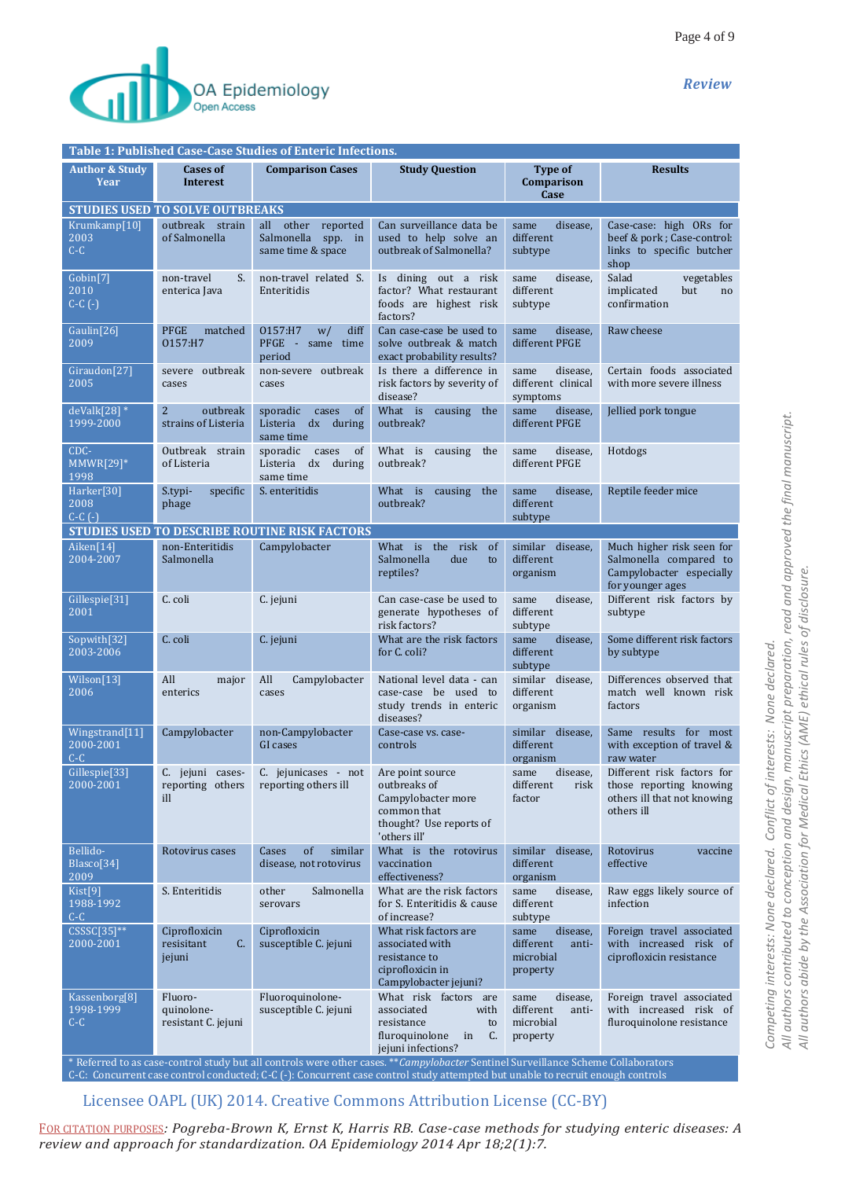**Table 1: Published Case-Case Studies of Enteric Infections.**

| Author & Study Year | Cases of Interest | Comparison Cases | Study Question | Type of Comparison Case | Results |
|---|---|---|---|---|---|
| **STUDIES USED TO SOLVE OUTBREAKS** | | | | | |
| Krumkamp[10] 2003 C-C | outbreak strain of Salmonella | all other reported Salmonella spp. in same time & space | Can surveillance data be used to help solve an outbreak of Salmonella? | same disease, different subtype | Case-case: high ORs for beef & pork ; Case-control: links to specific butcher shop |
| Gobin[7] 2010 C-C (-) | non-travel S. enterica Java | non-travel related S. Enteritidis | Is dining out a risk factor? What restaurant foods are highest risk factors? | same disease, different subtype | Salad vegetables implicated but no confirmation |
| Gaulin[26] 2009 | PFGE matched O157:H7 | O157:H7 w/ diff PFGE - same time period | Can case-case be used to solve outbreak & match exact probability results? | same disease, different PFGE | Raw cheese |
| Giraudon[27] 2005 | severe outbreak cases | non-severe outbreak cases | Is there a difference in risk factors by severity of disease? | same disease, different clinical symptoms | Certain foods associated with more severe illness |
| deValk[28] * 1999-2000 | 2 outbreak strains of Listeria | sporadic cases of Listeria dx during same time | What is causing the outbreak? | same disease, different PFGE | Jellied pork tongue |
| CDC-MMWR[29]* 1998 | Outbreak strain of Listeria | sporadic cases of Listeria dx during same time | What is causing the outbreak? | same disease, different PFGE | Hotdogs |
| Harker[30] 2008 C-C (-) | S.typi- specific phage | S. enteritidis | What is causing the outbreak? | same disease, different subtype | Reptile feeder mice |
| **STUDIES USED TO DESCRIBE ROUTINE RISK FACTORS** | | | | | |
| Aiken[14] 2004-2007 | non-Enteritidis Salmonella | Campylobacter | What is the risk of Salmonella due to reptiles? | similar disease, different organism | Much higher risk seen for Salmonella compared to Campylobacter especially for younger ages |
| Gillespie[31] 2001 | C. coli | C. jejuni | Can case-case be used to generate hypotheses of risk factors? | same disease, different subtype | Different risk factors by subtype |
| Sopwith[32] 2003-2006 | C. coli | C. jejuni | What are the risk factors for C. coli? | same disease, different subtype | Some different risk factors by subtype |
| Wilson[13] 2006 | All major enterics | All Campylobacter cases | National level data - can case-case be used to study trends in enteric diseases? | similar disease, different organism | Differences observed that match well known risk factors |
| Wingstrand[11] 2000-2001 C-C | Campylobacter | non-Campylobacter GI cases | Case-case vs. case-controls | similar disease, different organism | Same results for most with exception of travel & raw water |
| Gillespie[33] 2000-2001 | C. jejuni cases-reporting others ill | C. jejunicases - not reporting others ill | Are point source outbreaks of Campylobacter more common that thought? Use reports of 'others ill' | same disease, different risk factor | Different risk factors for those reporting knowing others ill that not knowing others ill |
| Bellido-Blasco[34] 2009 | Rotovirus cases | Cases of similar disease, not rotovirus | What is the rotovirus vaccination effectiveness? | similar disease, different organism | Rotovirus vaccine effective |
| Kist[9] 1988-1992 C-C | S. Enteritidis | other Salmonella serovars | What are the risk factors for S. Enteritidis & cause of increase? | same disease, different subtype | Raw eggs likely source of infection |
| CSSSC[35]** 2000-2001 | Ciprofloxicin resisitant C. jejuni | Ciprofloxicin susceptible C. jejuni | What risk factors are associated with resistance to ciprofloxicin in Campylobacter jejuni? | same disease, different anti-microbial property | Foreign travel associated with increased risk of ciprofloxicin resistance |
| Kassenborg[8] 1998-1999 C-C | Fluoro-quinolone-resistant C. jejuni | Fluoroquinolone-susceptible C. jejuni | What risk factors are associated with resistance to fluroquinolone in C. jejuni infections? | same disease, different anti-microbial property | Foreign travel associated with increased risk of fluroquinolone resistance |

\* Referred to as case-control study but all controls were other cases. ***Campylobacter* Sentinel Surveillance Scheme Collaborators
C-C: Concurrent case control conducted; C-C (-): Concurrent case control study attempted but unable to recruit enough controls

Licensee OAPL (UK) 2014. Creative Commons Attribution License (CC-BY)

FOR CITATION PURPOSES: *Pogreba-Brown K, Ernst K, Harris RB. Case-case methods for studying enteric diseases: A review and approach for standardization. OA Epidemiology 2014 Apr 18;2(1):7.*

Competing interests: None declared. Conflict of interests: None declared.
All authors contributed to conception and design, manuscript preparation, read and approved the final manuscript.
All authors abide by the Association for Medical Ethics (AME) ethical rules of disclosure.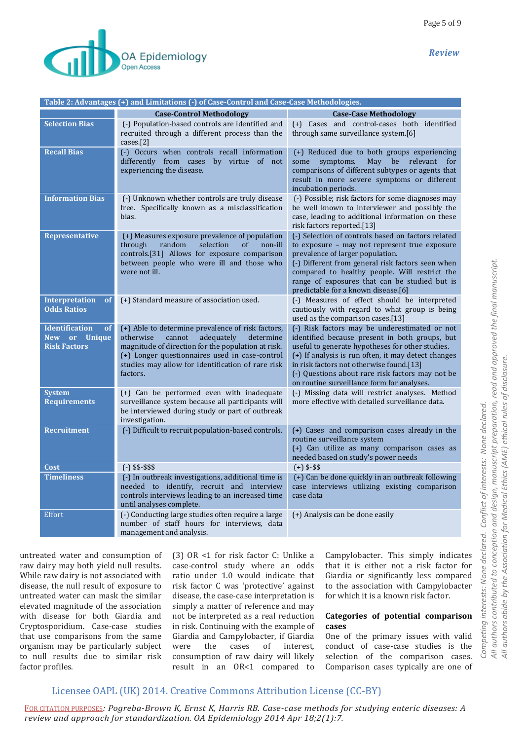**Table 2: Advantages (+) and Limitations (-) of Case-Control and Case-Case Methodologies.**

| | Case-Control Methodology | Case-Case Methodology |
|---|---|---|
| **Selection Bias** | (-) Population-based controls are identified and recruited through a different process than the cases.[2] | (+) Cases and control-cases both identified through same surveillance system.[6] |
| **Recall Bias** | (-) Occurs when controls recall information differently from cases by virtue of not experiencing the disease. | (+) Reduced due to both groups experiencing some symptoms. May be relevant for comparisons of different subtypes or agents that result in more severe symptoms or different incubation periods. |
| **Information Bias** | (-) Unknown whether controls are truly disease free. Specifically known as a misclassification bias. | (-) Possible; risk factors for some diagnoses may be well known to interviewer and possibly the case, leading to additional information on these risk factors reported.[13] |
| **Representative** | (+) Measures exposure prevalence of population through random selection of non-ill controls.[31] Allows for exposure comparison between people who were ill and those who were not ill. | (-) Selection of controls based on factors related to exposure – may not represent true exposure prevalence of larger population. (-) Different from general risk factors seen when compared to healthy people. Will restrict the range of exposures that can be studied but is predictable for a known disease.[6] |
| **Interpretation of Odds Ratios** | (+) Standard measure of association used. | (-) Measures of effect should be interpreted cautiously with regard to what group is being used as the comparison cases.[13] |
| **Identification of New or Unique Risk Factors** | (+) Able to determine prevalence of risk factors, otherwise cannot adequately determine magnitude of direction for the population at risk. (+) Longer questionnaires used in case-control studies may allow for identification of rare risk factors. | (-) Risk factors may be underestimated or not identified because present in both groups, but useful to generate hypotheses for other studies. (+) If analysis is run often, it may detect changes in risk factors not otherwise found.[13] (-) Questions about rare risk factors may not be on routine surveillance form for analyses. |
| **System Requirements** | (+) Can be performed even with inadequate surveillance system because all participants will be interviewed during study or part of outbreak investigation. | (-) Missing data will restrict analyses. Method more effective with detailed surveillance data. |
| **Recruitment** | (-) Difficult to recruit population-based controls. | (+) Cases and comparison cases already in the routine surveillance system (+) Can utilize as many comparison cases as needed based on study's power needs |
| **Cost** | (-) \$\$-\$\$\$ | (+) \$-\$\$ |
| **Timeliness** | (-) In outbreak investigations, additional time is needed to identify, recruit and interview controls interviews leading to an increased time until analyses complete. | (+) Can be done quickly in an outbreak following case interviews utilizing existing comparison case data |
| **Effort** | (-) Conducting large studies often require a large number of staff hours for interviews, data management and analysis. | (+) Analysis can be done easily |

untreated water and consumption of raw dairy may both yield null results. While raw dairy is not associated with disease, the null result of exposure to untreated water can mask the similar elevated magnitude of the association with disease for both Giardia and Cryptosporidium. Case-case studies that use comparisons from the same organism may be particularly subject to null results due to similar risk factor profiles.

(3) OR <1 for risk factor C: Unlike a case-control study where an odds ratio under 1.0 would indicate that risk factor C was 'protective' against disease, the case-case interpretation is simply a matter of reference and may not be interpreted as a real reduction in risk. Continuing with the example of Giardia and Campylobacter, if Giardia were the cases of interest, consumption of raw dairy will likely result in an OR<1 compared to Campylobacter. This simply indicates that it is either not a risk factor for Giardia or significantly less compared to the association with Campylobacter for which it is a known risk factor.

**Categories of potential comparison cases**

One of the primary issues with valid conduct of case-case studies is the selection of the comparison cases. Comparison cases typically are one of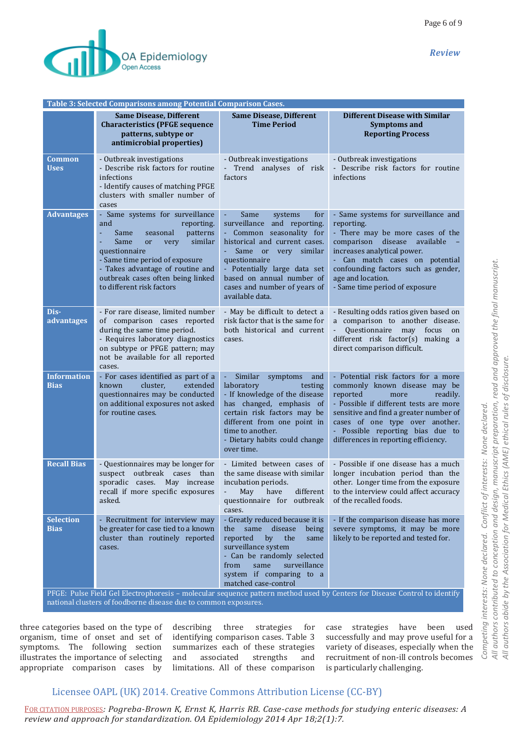**Table 3: Selected Comparisons among Potential Comparison Cases.**

| | Same Disease, Different Characteristics (PFGE sequence patterns, subtype or antimicrobial properties) | Same Disease, Different Time Period | Different Disease with Similar Symptoms and Reporting Process |
|---|---|---|---|
| **Common Uses** | - Outbreak investigations<br>- Describe risk factors for routine infections<br>- Identify causes of matching PFGE clusters with smaller number of cases | - Outbreak investigations<br>- Trend analyses of risk factors | - Outbreak investigations<br>- Describe risk factors for routine infections |
| **Advantages** | - Same systems for surveillance and reporting.<br>- Same seasonal patterns<br>- Same or very similar questionnaire<br>- Same time period of exposure<br>- Takes advantage of routine and outbreak cases often being linked to different risk factors | - Same systems for surveillance and reporting.<br>- Common seasonality for historical and current cases.<br>- Same or very similar questionnaire<br>- Potentially large data set based on annual number of cases and number of years of available data. | - Same systems for surveillance and reporting.<br>- There may be more cases of the comparison disease available – increases analytical power.<br>- Can match cases on potential confounding factors such as gender, age and location.<br>- Same time period of exposure |
| **Dis-advantages** | - For rare disease, limited number of comparison cases reported during the same time period.<br>- Requires laboratory diagnostics on subtype or PFGE pattern; may not be available for all reported cases. | - May be difficult to detect a risk factor that is the same for both historical and current cases. | - Resulting odds ratios given based on a comparison to another disease.<br>- Questionnaire may focus on different risk factor(s) making a direct comparison difficult. |
| **Information Bias** | - For cases identified as part of a known cluster, extended questionnaires may be conducted on additional exposures not asked for routine cases. | - Similar symptoms and laboratory testing<br>- If knowledge of the disease has changed, emphasis of certain risk factors may be different from one point in time to another.<br>- Dietary habits could change over time. | - Potential risk factors for a more commonly known disease may be reported more readily.<br>- Possible if different tests are more sensitive and find a greater number of cases of one type over another.<br>- Possible reporting bias due to differences in reporting efficiency. |
| **Recall Bias** | - Questionnaires may be longer for suspect outbreak cases than sporadic cases. May increase recall if more specific exposures asked. | - Limited between cases of the same disease with similar incubation periods.<br>- May have different questionnaire for outbreak cases. | - Possible if one disease has a much longer incubation period than the other. Longer time from the exposure to the interview could affect accuracy of the recalled foods. |
| **Selection Bias** | - Recruitment for interview may be greater for case tied to a known cluster than routinely reported cases. | - Greatly reduced because it is the same disease being reported by the same surveillance system<br>- Can be randomly selected from same surveillance system if comparing to a matched case-control | - If the comparison disease has more severe symptoms, it may be more likely to be reported and tested for. |

PFGE: Pulse Field Gel Electrophoresis – molecular sequence pattern method used by Centers for Disease Control to identify national clusters of foodborne disease due to common exposures.

three categories based on the type of organism, time of onset and set of symptoms. The following section illustrates the importance of selecting appropriate comparison cases by describing three strategies for identifying comparison cases. Table 3 summarizes each of these strategies and associated strengths and limitations. All of these comparison case strategies have been used successfully and may prove useful for a variety of diseases, especially when the recruitment of non-ill controls becomes is particularly challenging.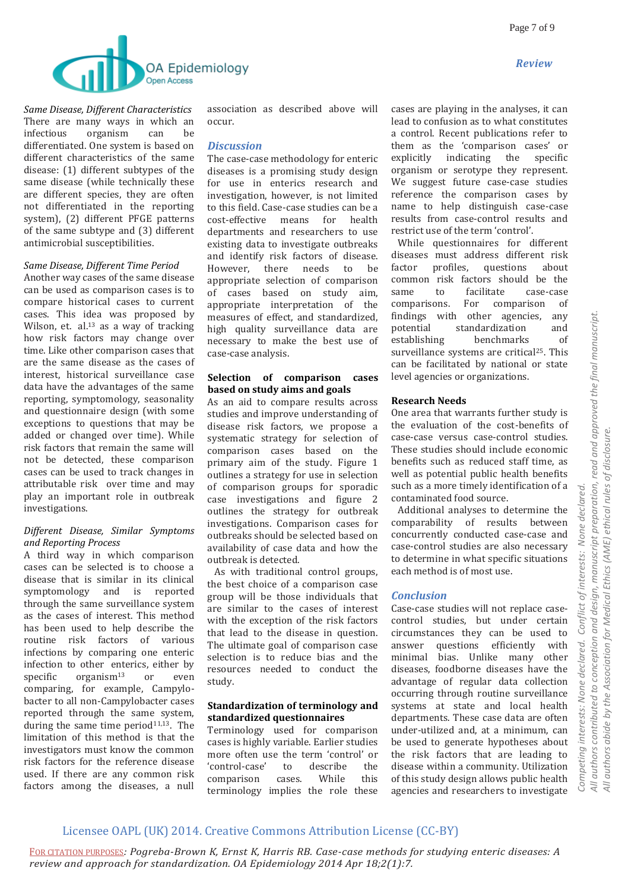*Same Disease, Different Characteristics*

There are many ways in which an infectious organism can be differentiated. One system is based on different characteristics of the same disease: (1) different subtypes of the same disease (while technically these are different species, they are often not differentiated in the reporting system), (2) different PFGE patterns of the same subtype and (3) different antimicrobial susceptibilities.

*Same Disease, Different Time Period*

Another way cases of the same disease can be used as comparison cases is to compare historical cases to current cases. This idea was proposed by Wilson, et. al.[13] as a way of tracking how risk factors may change over time. Like other comparison cases that are the same disease as the cases of interest, historical surveillance case data have the advantages of the same reporting, symptomology, seasonality and questionnaire design (with some exceptions to questions that may be added or changed over time). While risk factors that remain the same will not be detected, these comparison cases can be used to track changes in attributable risk over time and may play an important role in outbreak investigations.

*Different Disease, Similar Symptoms and Reporting Process*

A third way in which comparison cases can be selected is to choose a disease that is similar in its clinical symptomology and is reported through the same surveillance system as the cases of interest. This method has been used to help describe the routine risk factors of various infections by comparing one enteric infection to other enterics, either by specific organism[13] or even comparing, for example, Campylobacter to all non-Campylobacter cases reported through the same system, during the same time period[11,13]. The limitation of this method is that the investigators must know the common risk factors for the reference disease used. If there are any common risk factors among the diseases, a null association as described above will occur.

## Discussion

The case-case methodology for enteric diseases is a promising study design for use in enterics research and investigation, however, is not limited to this field. Case-case studies can be a cost-effective means for health departments and researchers to use existing data to investigate outbreaks and identify risk factors of disease. However, there needs to be appropriate selection of comparison of cases based on study aim, appropriate interpretation of the measures of effect, and standardized, high quality surveillance data are necessary to make the best use of case-case analysis.

### Selection of comparison cases based on study aims and goals

As an aid to compare results across studies and improve understanding of disease risk factors, we propose a systematic strategy for selection of comparison cases based on the primary aim of the study. Figure 1 outlines a strategy for use in selection of comparison groups for sporadic case investigations and figure 2 outlines the strategy for outbreak investigations. Comparison cases for outbreaks should be selected based on the availability of case data and how the outbreak is detected.

As with traditional control groups, the best choice of a comparison case group will be those individuals that are similar to the cases of interest with the exception of the risk factors that lead to the disease in question. The ultimate goal of comparison case selection is to reduce bias and the resources needed to conduct the study.

### Standardization of terminology and standardized questionnaires

Terminology used for comparison cases is highly variable. Earlier studies more often use the term 'control' or 'control-case' to describe the comparison cases. While this terminology implies the role these cases are playing in the analyses, it can lead to confusion as to what constitutes a control. Recent publications refer to them as the 'comparison cases' or explicitly indicating the specific organism or serotype they represent. We suggest future case-case studies reference the comparison cases by name to help distinguish case-case results from case-control results and restrict use of the term 'control'.

While questionnaires for different diseases must address different risk factor profiles, questions about common risk factors should be the same to facilitate case-case comparisons. For comparison of findings with other agencies, any potential standardization and establishing benchmarks of surveillance systems are critical[25]. This can be facilitated by national or state level agencies or organizations.

### Research Needs

One area that warrants further study is the evaluation of the cost-benefits of case-case versus case-control studies. These studies should include economic benefits such as reduced staff time, as well as potential public health benefits such as a more timely identification of a contaminated food source.

Additional analyses to determine the comparability of results between concurrently conducted case-case and case-control studies are also necessary to determine in what specific situations each method is of most use.

## Conclusion

Case-case studies will not replace case-control studies, but under certain circumstances they can be used to answer questions efficiently with minimal bias. Unlike many other diseases, foodborne diseases have the advantage of regular data collection occurring through routine surveillance systems at state and local health departments. These case data are often under-utilized and, at a minimum, can be used to generate hypotheses about the risk factors that are leading to disease within a community. Utilization of this study design allows public health agencies and researchers to investigate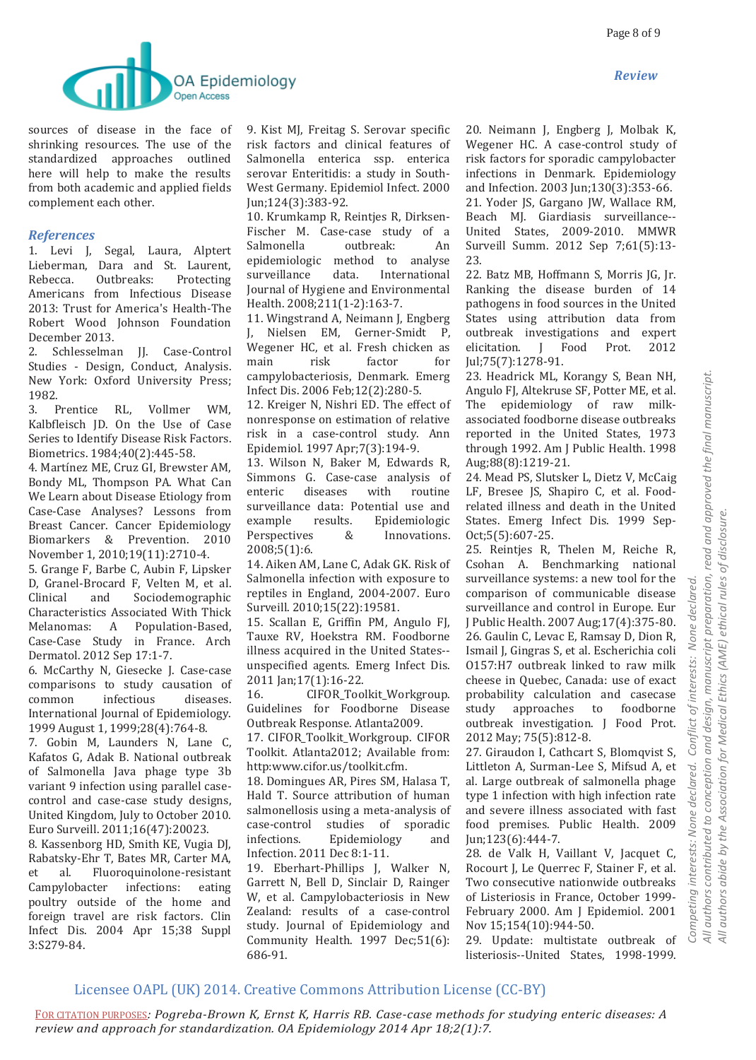sources of disease in the face of shrinking resources. The use of the standardized approaches outlined here will help to make the results from both academic and applied fields complement each other.

## References

1. Levi J, Segal, Laura, Alptert Lieberman, Dara and St. Laurent, Rebecca. Outbreaks: Protecting Americans from Infectious Disease 2013: Trust for America's Health-The Robert Wood Johnson Foundation December 2013.
2. Schlesselman JJ. Case-Control Studies - Design, Conduct, Analysis. New York: Oxford University Press; 1982.
3. Prentice RL, Vollmer WM, Kalbfleisch JD. On the Use of Case Series to Identify Disease Risk Factors. Biometrics. 1984;40(2):445-58.
4. Martínez ME, Cruz GI, Brewster AM, Bondy ML, Thompson PA. What Can We Learn about Disease Etiology from Case-Case Analyses? Lessons from Breast Cancer. Cancer Epidemiology Biomarkers & Prevention. 2010 November 1, 2010;19(11):2710-4.
5. Grange F, Barbe C, Aubin F, Lipsker D, Granel-Brocard F, Velten M, et al. Clinical and Sociodemographic Characteristics Associated With Thick Melanomas: A Population-Based, Case-Case Study in France. Arch Dermatol. 2012 Sep 17:1-7.
6. McCarthy N, Giesecke J. Case-case comparisons to study causation of common infectious diseases. International Journal of Epidemiology. 1999 August 1, 1999;28(4):764-8.
7. Gobin M, Launders N, Lane C, Kafatos G, Adak B. National outbreak of Salmonella Java phage type 3b variant 9 infection using parallel case-control and case-case study designs, United Kingdom, July to October 2010. Euro Surveill. 2011;16(47):20023.
8. Kassenborg HD, Smith KE, Vugia DJ, Rabatsky-Ehr T, Bates MR, Carter MA, et al. Fluoroquinolone-resistant Campylobacter infections: eating poultry outside of the home and foreign travel are risk factors. Clin Infect Dis. 2004 Apr 15;38 Suppl 3:S279-84.
9. Kist MJ, Freitag S. Serovar specific risk factors and clinical features of Salmonella enterica ssp. enterica serovar Enteritidis: a study in South-West Germany. Epidemiol Infect. 2000 Jun;124(3):383-92.
10. Krumkamp R, Reintjes R, Dirksen-Fischer M. Case-case study of a Salmonella outbreak: An epidemiologic method to analyse surveillance data. International Journal of Hygiene and Environmental Health. 2008;211(1-2):163-7.
11. Wingstrand A, Neimann J, Engberg J, Nielsen EM, Gerner-Smidt P, Wegener HC, et al. Fresh chicken as main risk factor for campylobacteriosis, Denmark. Emerg Infect Dis. 2006 Feb;12(2):280-5.
12. Kreiger N, Nishri ED. The effect of nonresponse on estimation of relative risk in a case-control study. Ann Epidemiol. 1997 Apr;7(3):194-9.
13. Wilson N, Baker M, Edwards R, Simmons G. Case-case analysis of enteric diseases with routine surveillance data: Potential use and example results. Epidemiologic Perspectives & Innovations. 2008;5(1):6.
14. Aiken AM, Lane C, Adak GK. Risk of Salmonella infection with exposure to reptiles in England, 2004-2007. Euro Surveill. 2010;15(22):19581.
15. Scallan E, Griffin PM, Angulo FJ, Tauxe RV, Hoekstra RM. Foodborne illness acquired in the United States--unspecified agents. Emerg Infect Dis. 2011 Jan;17(1):16-22.
16. CIFOR_Toolkit_Workgroup. Guidelines for Foodborne Disease Outbreak Response. Atlanta2009.
17. CIFOR_Toolkit_Workgroup. CIFOR Toolkit. Atlanta2012; Available from: http:www.cifor.us/toolkit.cfm.
18. Domingues AR, Pires SM, Halasa T, Hald T. Source attribution of human salmonellosis using a meta-analysis of case-control studies of sporadic infections. Epidemiology and Infection. 2011 Dec 8:1-11.
19. Eberhart-Phillips J, Walker N, Garrett N, Bell D, Sinclair D, Rainger W, et al. Campylobacteriosis in New Zealand: results of a case-control study. Journal of Epidemiology and Community Health. 1997 Dec;51(6):686-91.
20. Neimann J, Engberg J, Molbak K, Wegener HC. A case-control study of risk factors for sporadic campylobacter infections in Denmark. Epidemiology and Infection. 2003 Jun;130(3):353-66.
21. Yoder JS, Gargano JW, Wallace RM, Beach MJ. Giardiasis surveillance--United States, 2009-2010. MMWR Surveill Summ. 2012 Sep 7;61(5):13-23.
22. Batz MB, Hoffmann S, Morris JG, Jr. Ranking the disease burden of 14 pathogens in food sources in the United States using attribution data from outbreak investigations and expert elicitation. J Food Prot. 2012 Jul;75(7):1278-91.
23. Headrick ML, Korangy S, Bean NH, Angulo FJ, Altekruse SF, Potter ME, et al. The epidemiology of raw milk-associated foodborne disease outbreaks reported in the United States, 1973 through 1992. Am J Public Health. 1998 Aug;88(8):1219-21.
24. Mead PS, Slutsker L, Dietz V, McCaig LF, Bresee JS, Shapiro C, et al. Food-related illness and death in the United States. Emerg Infect Dis. 1999 Sep-Oct;5(5):607-25.
25. Reintjes R, Thelen M, Reiche R, Csohan A. Benchmarking national surveillance systems: a new tool for the comparison of communicable disease surveillance and control in Europe. Eur J Public Health. 2007 Aug;17(4):375-80.
26. Gaulin C, Levac E, Ramsay D, Dion R, Ismail J, Gingras S, et al. Escherichia coli O157:H7 outbreak linked to raw milk cheese in Quebec, Canada: use of exact probability calculation and casecase study approaches to foodborne outbreak investigation. J Food Prot. 2012 May; 75(5):812-8.
27. Giraudon I, Cathcart S, Blomqvist S, Littleton A, Surman-Lee S, Mifsud A, et al. Large outbreak of salmonella phage type 1 infection with high infection rate and severe illness associated with fast food premises. Public Health. 2009 Jun;123(6):444-7.
28. de Valk H, Vaillant V, Jacquet C, Rocourt J, Le Querrec F, Stainer F, et al. Two consecutive nationwide outbreaks of Listeriosis in France, October 1999-February 2000. Am J Epidemiol. 2001 Nov 15;154(10):944-50.
29. Update: multistate outbreak of listeriosis--United States, 1998-1999.

*Competing interests: None declared. Conflict of interests: None declared. All authors contributed to conception and design, manuscript preparation, read and approved the final manuscript. All authors abide by the Association for Medical Ethics (AME) ethical rules of disclosure.*

Licensee OAPL (UK) 2014. Creative Commons Attribution License (CC-BY)

FOR CITATION PURPOSES: *Pogreba-Brown K, Ernst K, Harris RB. Case-case methods for studying enteric diseases: A review and approach for standardization. OA Epidemiology 2014 Apr 18;2(1):7.*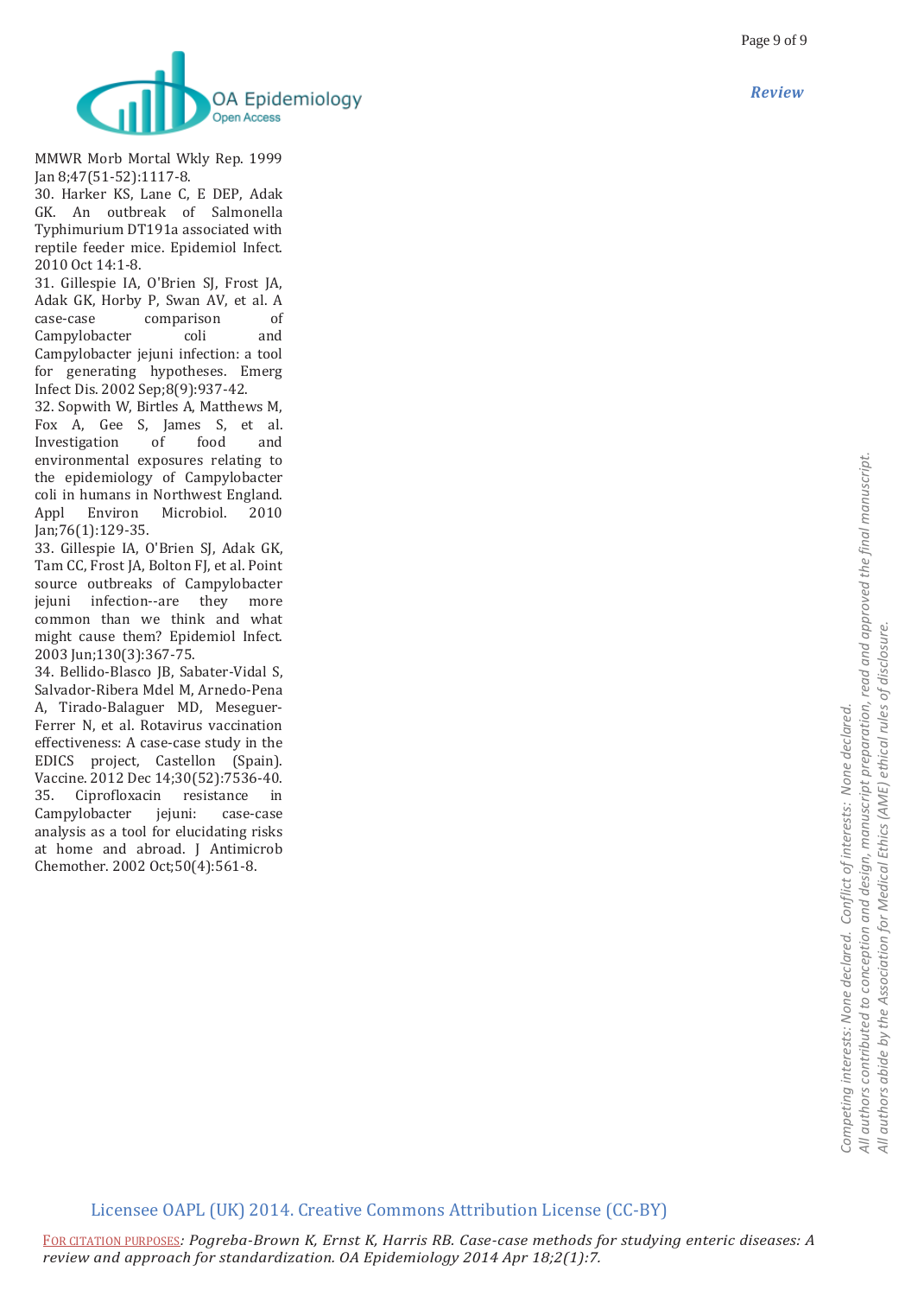MMWR Morb Mortal Wkly Rep. 1999 Jan 8;47(51-52):1117-8.

30. Harker KS, Lane C, E DEP, Adak GK. An outbreak of Salmonella Typhimurium DT191a associated with reptile feeder mice. Epidemiol Infect. 2010 Oct 14:1-8.

31. Gillespie IA, O'Brien SJ, Frost JA, Adak GK, Horby P, Swan AV, et al. A case-case comparison of Campylobacter coli and Campylobacter jejuni infection: a tool for generating hypotheses. Emerg Infect Dis. 2002 Sep;8(9):937-42.

32. Sopwith W, Birtles A, Matthews M, Fox A, Gee S, James S, et al. Investigation of food and environmental exposures relating to the epidemiology of Campylobacter coli in humans in Northwest England. Appl Environ Microbiol. 2010 Jan;76(1):129-35.

33. Gillespie IA, O'Brien SJ, Adak GK, Tam CC, Frost JA, Bolton FJ, et al. Point source outbreaks of Campylobacter jejuni infection--are they more common than we think and what might cause them? Epidemiol Infect. 2003 Jun;130(3):367-75.

34. Bellido-Blasco JB, Sabater-Vidal S, Salvador-Ribera Mdel M, Arnedo-Pena A, Tirado-Balaguer MD, Meseguer-Ferrer N, et al. Rotavirus vaccination effectiveness: A case-case study in the EDICS project, Castellon (Spain). Vaccine. 2012 Dec 14;30(52):7536-40.

35. Ciprofloxacin resistance in Campylobacter jejuni: case-case analysis as a tool for elucidating risks at home and abroad. J Antimicrob Chemother. 2002 Oct;50(4):561-8.

*Competing interests: None declared. Conflict of interests: None declared.*
*All authors contributed to conception and design, manuscript preparation, read and approved the final manuscript.*
*All authors abide by the Association for Medical Ethics (AME) ethical rules of disclosure.*

Licensee OAPL (UK) 2014. Creative Commons Attribution License (CC-BY)

FOR CITATION PURPOSES*: Pogreba-Brown K, Ernst K, Harris RB. Case-case methods for studying enteric diseases: A review and approach for standardization. OA Epidemiology 2014 Apr 18;2(1):7.*